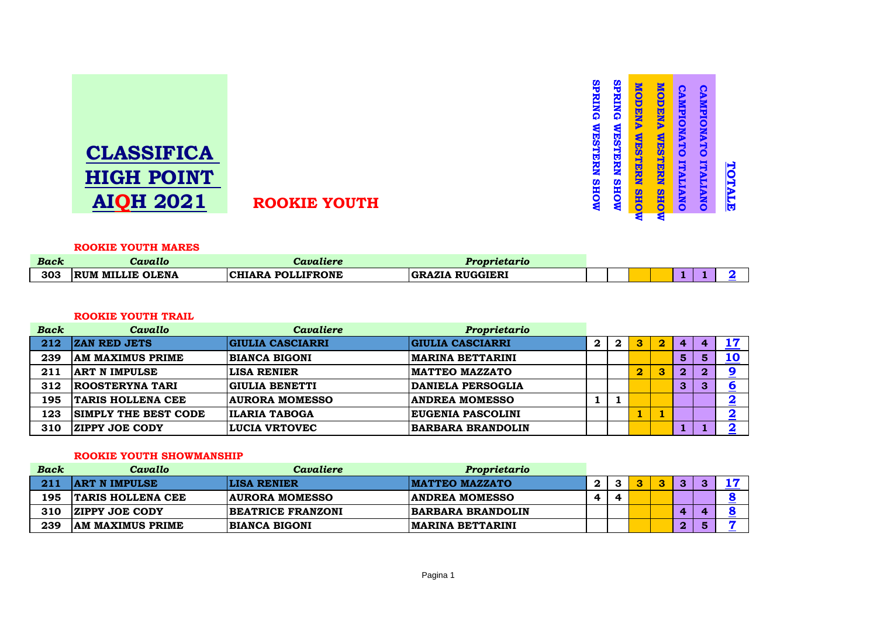# CLASSIFICA HIGH POINT AIQH 2021

## ROOKIE YOUTH

### ROOKIE YOUTH MARES

| Back | Cavallo | Cavaliere | Proprietario | SPRING WESTERN SHOW | SPRING WESTERN SHOW | MODENA WESTERN SHOW | MODENA WESTERN SHOW | CAMPIONATO ITALIANO | CAMPIONATO ITALIANO | TOTALE |
|---|---|---|---|---|---|---|---|---|---|---|
| 303 | RUM MILLIE OLENA | CHIARA POLLIFRONE | GRAZIA RUGGIERI | | | | | 1 | 1 | 2 |

### ROOKIE YOUTH TRAIL

| Back | Cavallo | Cavaliere | Proprietario | SPRING WESTERN SHOW | SPRING WESTERN SHOW | MODENA WESTERN SHOW | MODENA WESTERN SHOW | CAMPIONATO ITALIANO | CAMPIONATO ITALIANO | TOTALE |
|---|---|---|---|---|---|---|---|---|---|---|
| 212 | ZAN RED JETS | GIULIA CASCIARRI | GIULIA CASCIARRI | 2 | 2 | 3 | 2 | 4 | 4 | 17 |
| 239 | AM MAXIMUS PRIME | BIANCA BIGONI | MARINA BETTARINI | | | | | 5 | 5 | 10 |
| 211 | ART N IMPULSE | LISA RENIER | MATTEO MAZZATO | | | 2 | 3 | 2 | 2 | 9 |
| 312 | ROOSTERYNA TARI | GIULIA BENETTI | DANIELA PERSOGLIA | | | | | 3 | 3 | 6 |
| 195 | TARIS HOLLENA CEE | AURORA MOMESSO | ANDREA MOMESSO | 1 | 1 | | | | | 2 |
| 123 | SIMPLY THE BEST CODE | ILARIA TABOGA | EUGENIA PASCOLINI | | | 1 | 1 | | | 2 |
| 310 | ZIPPY JOE CODY | LUCIA VRTOVEC | BARBARA BRANDOLIN | | | | | 1 | 1 | 2 |

### ROOKIE YOUTH SHOWMANSHIP

| Back | Cavallo | Cavaliere | Proprietario | SPRING WESTERN SHOW | SPRING WESTERN SHOW | MODENA WESTERN SHOW | MODENA WESTERN SHOW | CAMPIONATO ITALIANO | CAMPIONATO ITALIANO | TOTALE |
|---|---|---|---|---|---|---|---|---|---|---|
| 211 | ART N IMPULSE | LISA RENIER | MATTEO MAZZATO | 2 | 3 | 3 | 3 | 3 | 3 | 17 |
| 195 | TARIS HOLLENA CEE | AURORA MOMESSO | ANDREA MOMESSO | 4 | 4 | | | | | 8 |
| 310 | ZIPPY JOE CODY | BEATRICE FRANZONI | BARBARA BRANDOLIN | | | | | 4 | 4 | 8 |
| 239 | AM MAXIMUS PRIME | BIANCA BIGONI | MARINA BETTARINI | | | | | 2 | 5 | 7 |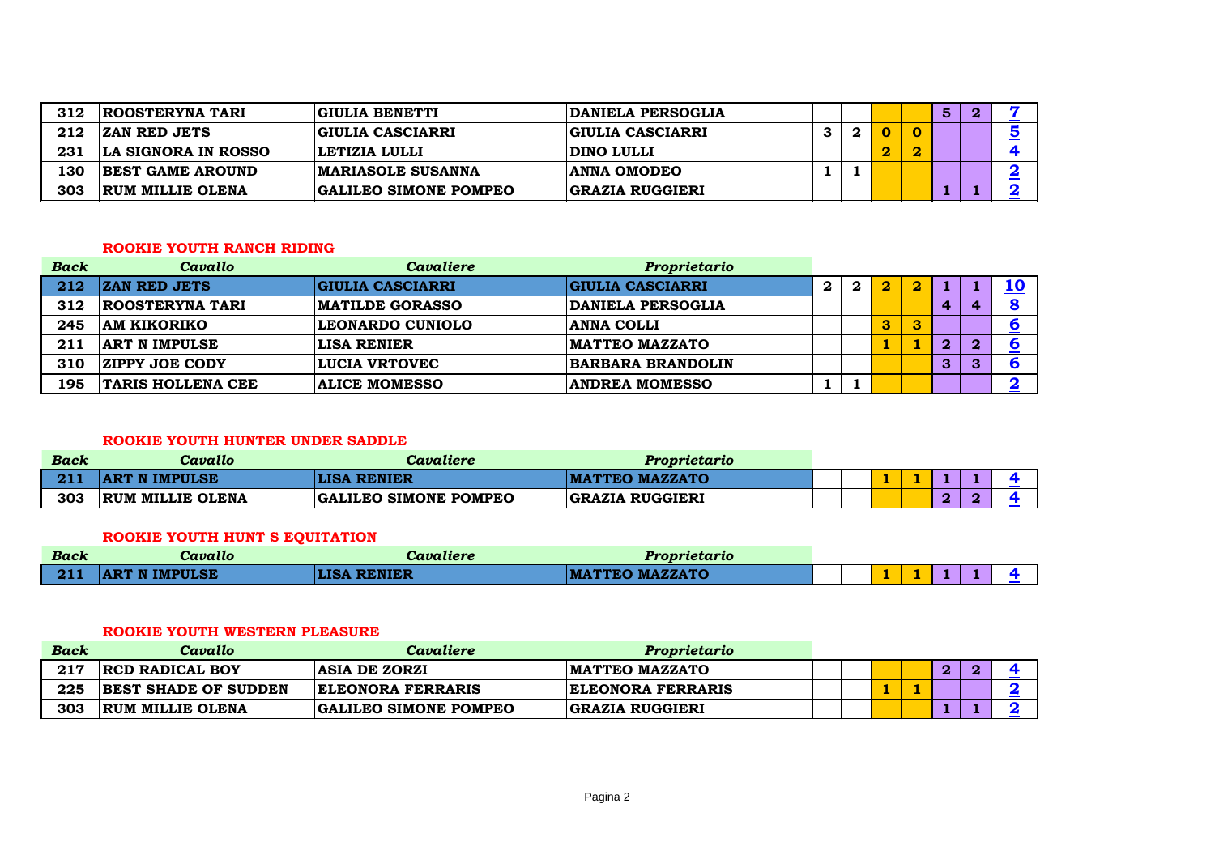| | | | | | | | | | | |
|---|---|---|---|---|---|---|---|---|---|---|
| 312 | ROOSTERYNA TARI | GIULIA BENETTI | DANIELA PERSOGLIA | | | | | 5 | 2 | 7 |
| 212 | ZAN RED JETS | GIULIA CASCIARRI | GIULIA CASCIARRI | 3 | 2 | 0 | 0 | | | 5 |
| 231 | LA SIGNORA IN ROSSO | LETIZIA LULLI | DINO LULLI | | | 2 | 2 | | | 4 |
| 130 | BEST GAME AROUND | MARIASOLE SUSANNA | ANNA OMODEO | 1 | 1 | | | | | 2 |
| 303 | RUM MILLIE OLENA | GALILEO SIMONE POMPEO | GRAZIA RUGGIERI | | | | | 1 | 1 | 2 |

### ROOKIE YOUTH RANCH RIDING

| *Back* | *Cavallo* | *Cavaliere* | *Proprietario* | | | | | | | |
|---|---|---|---|---|---|---|---|---|---|---|
| 212 | ZAN RED JETS | GIULIA CASCIARRI | GIULIA CASCIARRI | 2 | 2 | 2 | 2 | 1 | 1 | 10 |
| 312 | ROOSTERYNA TARI | MATILDE GORASSO | DANIELA PERSOGLIA | | | | | 4 | 4 | 8 |
| 245 | AM KIKORIKO | LEONARDO CUNIOLO | ANNA COLLI | | | 3 | 3 | | | 6 |
| 211 | ART N IMPULSE | LISA RENIER | MATTEO MAZZATO | | | 1 | 1 | 2 | 2 | 6 |
| 310 | ZIPPY JOE CODY | LUCIA VRTOVEC | BARBARA BRANDOLIN | | | | | 3 | 3 | 6 |
| 195 | TARIS HOLLENA CEE | ALICE MOMESSO | ANDREA MOMESSO | 1 | 1 | | | | | 2 |

### ROOKIE YOUTH HUNTER UNDER SADDLE

| *Back* | *Cavallo* | *Cavaliere* | *Proprietario* | | | | | | | |
|---|---|---|---|---|---|---|---|---|---|---|
| 211 | ART N IMPULSE | LISA RENIER | MATTEO MAZZATO | | | 1 | 1 | 1 | 1 | 4 |
| 303 | RUM MILLIE OLENA | GALILEO SIMONE POMPEO | GRAZIA RUGGIERI | | | | | 2 | 2 | 4 |

### ROOKIE YOUTH HUNT S EQUITATION

| *Back* | *Cavallo* | *Cavaliere* | *Proprietario* | | | | | | | |
|---|---|---|---|---|---|---|---|---|---|---|
| 211 | ART N IMPULSE | LISA RENIER | MATTEO MAZZATO | | | 1 | 1 | 1 | 1 | 4 |

### ROOKIE YOUTH WESTERN PLEASURE

| *Back* | *Cavallo* | *Cavaliere* | *Proprietario* | | | | | | | |
|---|---|---|---|---|---|---|---|---|---|---|
| 217 | RCD RADICAL BOY | ASIA DE ZORZI | MATTEO MAZZATO | | | | | 2 | 2 | 4 |
| 225 | BEST SHADE OF SUDDEN | ELEONORA FERRARIS | ELEONORA FERRARIS | | | 1 | 1 | | | 2 |
| 303 | RUM MILLIE OLENA | GALILEO SIMONE POMPEO | GRAZIA RUGGIERI | | | | | 1 | 1 | 2 |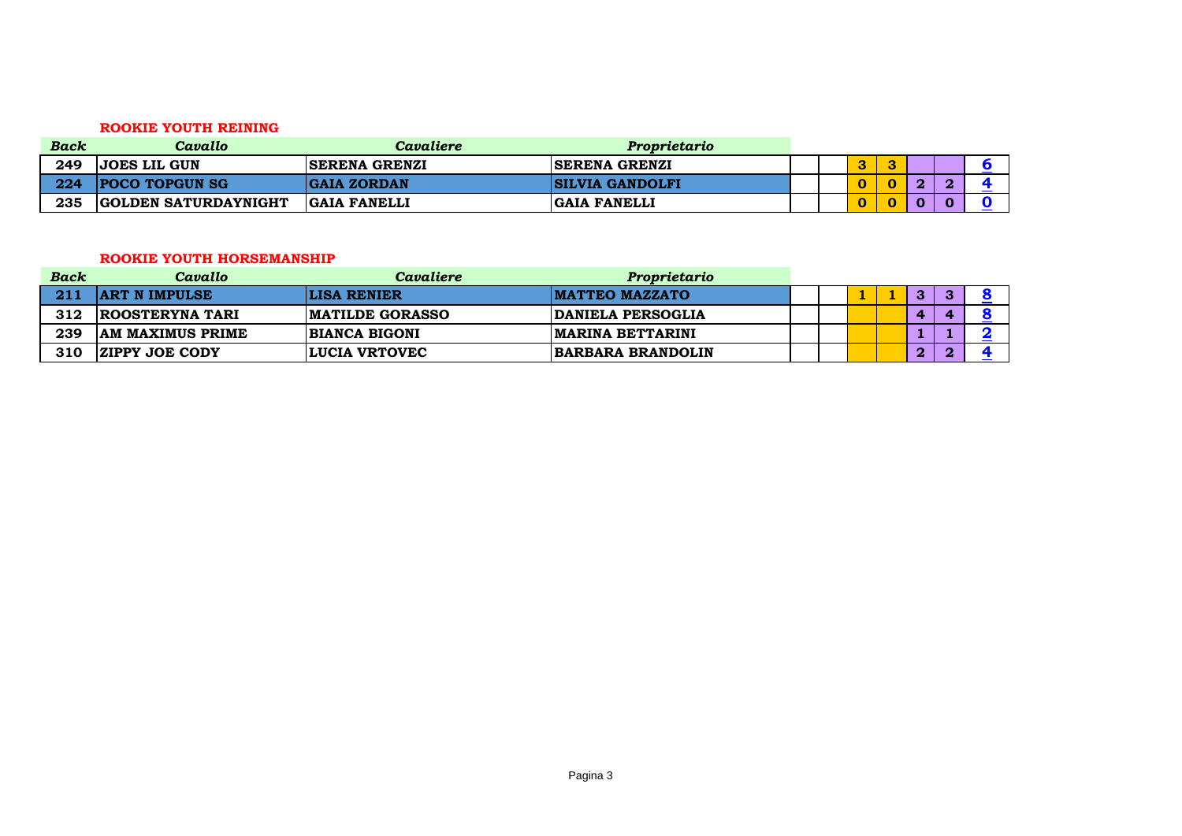**ROOKIE YOUTH REINING**

| *Back* | *Cavallo* | *Cavaliere* | *Proprietario* | | | | | | | |
|---|---|---|---|---|---|---|---|---|---|---|
| 249 | JOES LIL GUN | SERENA GRENZI | SERENA GRENZI | | | 3 | 3 | | | 6 |
| 224 | POCO TOPGUN SG | GAIA ZORDAN | SILVIA GANDOLFI | | | 0 | 0 | 2 | 2 | 4 |
| 235 | GOLDEN SATURDAYNIGHT | GAIA FANELLI | GAIA FANELLI | | | 0 | 0 | 0 | 0 | 0 |

**ROOKIE YOUTH HORSEMANSHIP**

| *Back* | *Cavallo* | *Cavaliere* | *Proprietario* | | | | | | | |
|---|---|---|---|---|---|---|---|---|---|---|
| 211 | ART N IMPULSE | LISA RENIER | MATTEO MAZZATO | | | 1 | 1 | 3 | 3 | 8 |
| 312 | ROOSTERYNA TARI | MATILDE GORASSO | DANIELA PERSOGLIA | | | | | 4 | 4 | 8 |
| 239 | AM MAXIMUS PRIME | BIANCA BIGONI | MARINA BETTARINI | | | | | 1 | 1 | 2 |
| 310 | ZIPPY JOE CODY | LUCIA VRTOVEC | BARBARA BRANDOLIN | | | | | 2 | 2 | 4 |